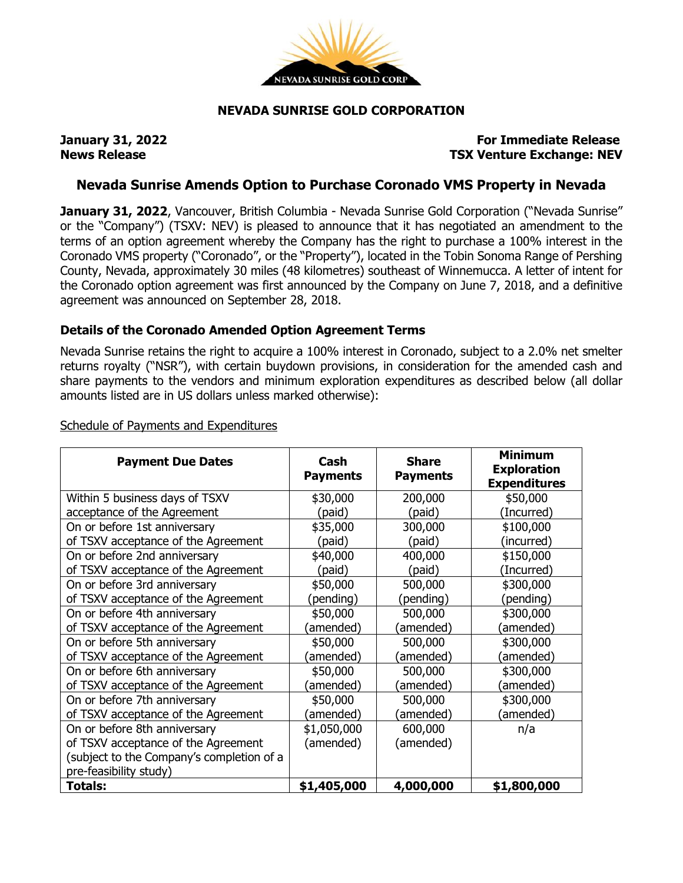# NEVADA SUNRISE GOLD CORPORATION

**January 31, 2022**
**News Release**

**For Immediate Release**
**TSX Venture Exchange: NEV**

## Nevada Sunrise Amends Option to Purchase Coronado VMS Property in Nevada

**January 31, 2022**, Vancouver, British Columbia - Nevada Sunrise Gold Corporation ("Nevada Sunrise" or the "Company") (TSXV: NEV) is pleased to announce that it has negotiated an amendment to the terms of an option agreement whereby the Company has the right to purchase a 100% interest in the Coronado VMS property ("Coronado", or the "Property"), located in the Tobin Sonoma Range of Pershing County, Nevada, approximately 30 miles (48 kilometres) southeast of Winnemucca. A letter of intent for the Coronado option agreement was first announced by the Company on June 7, 2018, and a definitive agreement was announced on September 28, 2018.

### Details of the Coronado Amended Option Agreement Terms

Nevada Sunrise retains the right to acquire a 100% interest in Coronado, subject to a 2.0% net smelter returns royalty ("NSR"), with certain buydown provisions, in consideration for the amended cash and share payments to the vendors and minimum exploration expenditures as described below (all dollar amounts listed are in US dollars unless marked otherwise):

Schedule of Payments and Expenditures

| Payment Due Dates | Cash Payments | Share Payments | Minimum Exploration Expenditures |
|---|---|---|---|
| Within 5 business days of TSXV acceptance of the Agreement | $30,000 (paid) | 200,000 (paid) | $50,000 (Incurred) |
| On or before 1st anniversary of TSXV acceptance of the Agreement | $35,000 (paid) | 300,000 (paid) | $100,000 (incurred) |
| On or before 2nd anniversary of TSXV acceptance of the Agreement | $40,000 (paid) | 400,000 (paid) | $150,000 (Incurred) |
| On or before 3rd anniversary of TSXV acceptance of the Agreement | $50,000 (pending) | 500,000 (pending) | $300,000 (pending) |
| On or before 4th anniversary of TSXV acceptance of the Agreement | $50,000 (amended) | 500,000 (amended) | $300,000 (amended) |
| On or before 5th anniversary of TSXV acceptance of the Agreement | $50,000 (amended) | 500,000 (amended) | $300,000 (amended) |
| On or before 6th anniversary of TSXV acceptance of the Agreement | $50,000 (amended) | 500,000 (amended) | $300,000 (amended) |
| On or before 7th anniversary of TSXV acceptance of the Agreement | $50,000 (amended) | 500,000 (amended) | $300,000 (amended) |
| On or before 8th anniversary of TSXV acceptance of the Agreement (subject to the Company's completion of a pre-feasibility study) | $1,050,000 (amended) | 600,000 (amended) | n/a |
| **Totals:** | **$1,405,000** | **4,000,000** | **$1,800,000** |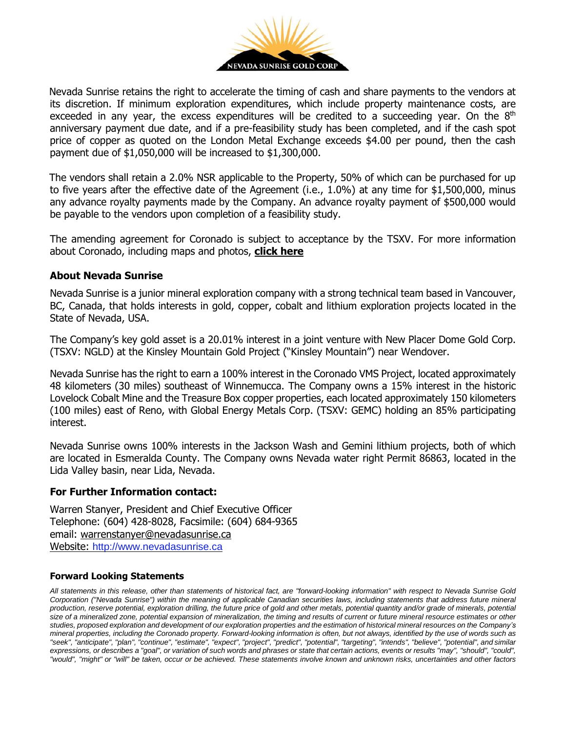Nevada Sunrise retains the right to accelerate the timing of cash and share payments to the vendors at its discretion. If minimum exploration expenditures, which include property maintenance costs, are exceeded in any year, the excess expenditures will be credited to a succeeding year. On the 8th anniversary payment due date, and if a pre-feasibility study has been completed, and if the cash spot price of copper as quoted on the London Metal Exchange exceeds $4.00 per pound, then the cash payment due of $1,050,000 will be increased to $1,300,000.

The vendors shall retain a 2.0% NSR applicable to the Property, 50% of which can be purchased for up to five years after the effective date of the Agreement (i.e., 1.0%) at any time for $1,500,000, minus any advance royalty payments made by the Company. An advance royalty payment of $500,000 would be payable to the vendors upon completion of a feasibility study.

The amending agreement for Coronado is subject to acceptance by the TSXV. For more information about Coronado, including maps and photos, **click here**

## About Nevada Sunrise

Nevada Sunrise is a junior mineral exploration company with a strong technical team based in Vancouver, BC, Canada, that holds interests in gold, copper, cobalt and lithium exploration projects located in the State of Nevada, USA.

The Company's key gold asset is a 20.01% interest in a joint venture with New Placer Dome Gold Corp. (TSXV: NGLD) at the Kinsley Mountain Gold Project ("Kinsley Mountain") near Wendover.

Nevada Sunrise has the right to earn a 100% interest in the Coronado VMS Project, located approximately 48 kilometers (30 miles) southeast of Winnemucca. The Company owns a 15% interest in the historic Lovelock Cobalt Mine and the Treasure Box copper properties, each located approximately 150 kilometers (100 miles) east of Reno, with Global Energy Metals Corp. (TSXV: GEMC) holding an 85% participating interest.

Nevada Sunrise owns 100% interests in the Jackson Wash and Gemini lithium projects, both of which are located in Esmeralda County. The Company owns Nevada water right Permit 86863, located in the Lida Valley basin, near Lida, Nevada.

## For Further Information contact:

Warren Stanyer, President and Chief Executive Officer
Telephone: (604) 428-8028, Facsimile: (604) 684-9365
email: warrenstanyer@nevadasunrise.ca
Website: http://www.nevadasunrise.ca

### Forward Looking Statements

*All statements in this release, other than statements of historical fact, are "forward-looking information" with respect to Nevada Sunrise Gold Corporation ("Nevada Sunrise") within the meaning of applicable Canadian securities laws, including statements that address future mineral production, reserve potential, exploration drilling, the future price of gold and other metals, potential quantity and/or grade of minerals, potential size of a mineralized zone, potential expansion of mineralization, the timing and results of current or future mineral resource estimates or other studies, proposed exploration and development of our exploration properties and the estimation of historical mineral resources on the Company's mineral properties, including the Coronado property. Forward-looking information is often, but not always, identified by the use of words such as "seek", "anticipate", "plan", "continue", "estimate", "expect", "project", "predict", "potential", "targeting", "intends", "believe", "potential", and similar expressions, or describes a "goal", or variation of such words and phrases or state that certain actions, events or results "may", "should", "could", "would", "might" or "will" be taken, occur or be achieved. These statements involve known and unknown risks, uncertainties and other factors*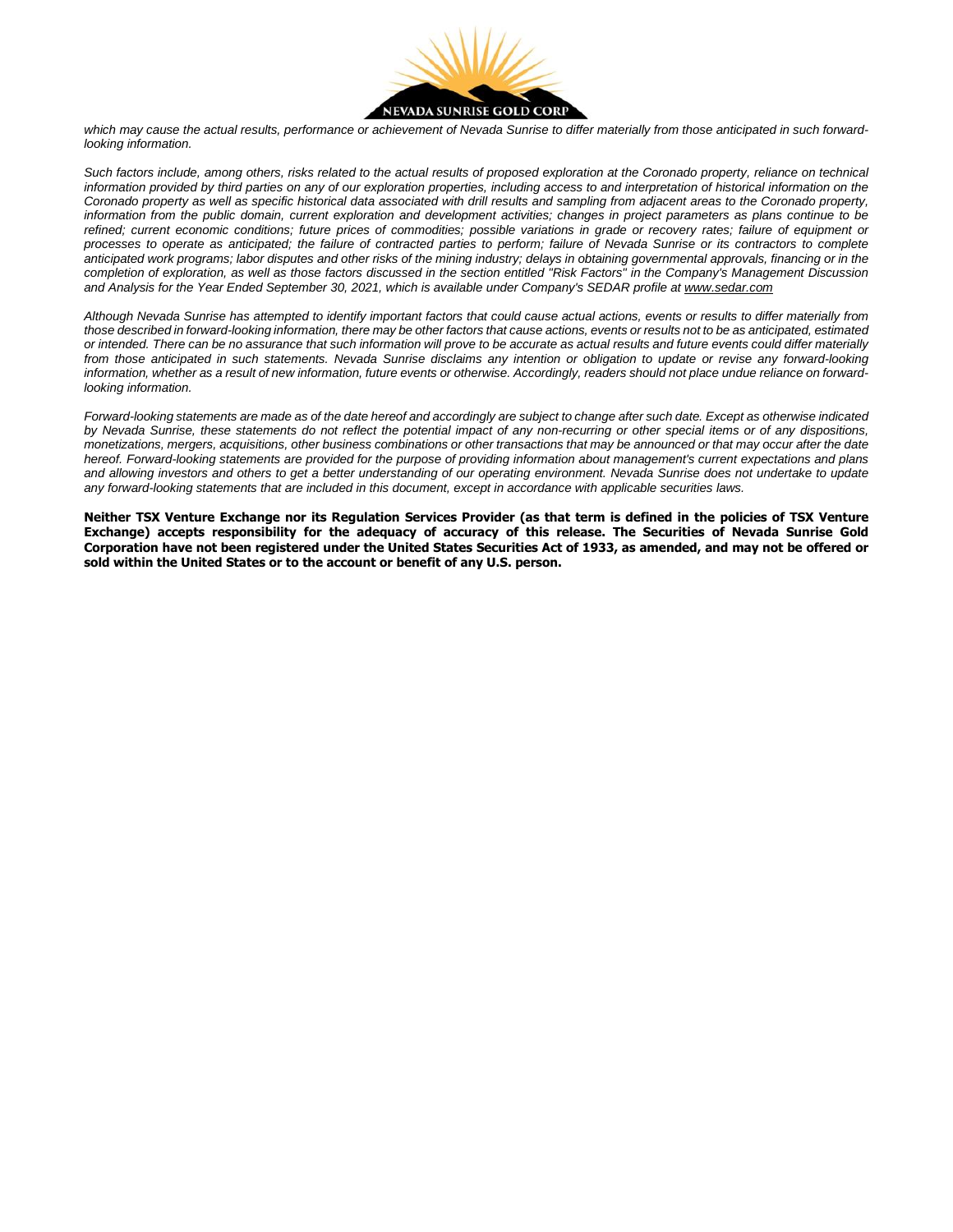*which may cause the actual results, performance or achievement of Nevada Sunrise to differ materially from those anticipated in such forward-looking information.*

*Such factors include, among others, risks related to the actual results of proposed exploration at the Coronado property, reliance on technical information provided by third parties on any of our exploration properties, including access to and interpretation of historical information on the Coronado property as well as specific historical data associated with drill results and sampling from adjacent areas to the Coronado property, information from the public domain, current exploration and development activities; changes in project parameters as plans continue to be refined; current economic conditions; future prices of commodities; possible variations in grade or recovery rates; failure of equipment or processes to operate as anticipated; the failure of contracted parties to perform; failure of Nevada Sunrise or its contractors to complete anticipated work programs; labor disputes and other risks of the mining industry; delays in obtaining governmental approvals, financing or in the completion of exploration, as well as those factors discussed in the section entitled "Risk Factors" in the Company's Management Discussion and Analysis for the Year Ended September 30, 2021, which is available under Company's SEDAR profile at www.sedar.com*

*Although Nevada Sunrise has attempted to identify important factors that could cause actual actions, events or results to differ materially from those described in forward-looking information, there may be other factors that cause actions, events or results not to be as anticipated, estimated or intended. There can be no assurance that such information will prove to be accurate as actual results and future events could differ materially from those anticipated in such statements. Nevada Sunrise disclaims any intention or obligation to update or revise any forward-looking information, whether as a result of new information, future events or otherwise. Accordingly, readers should not place undue reliance on forward-looking information.*

*Forward-looking statements are made as of the date hereof and accordingly are subject to change after such date. Except as otherwise indicated by Nevada Sunrise, these statements do not reflect the potential impact of any non-recurring or other special items or of any dispositions, monetizations, mergers, acquisitions, other business combinations or other transactions that may be announced or that may occur after the date hereof. Forward-looking statements are provided for the purpose of providing information about management's current expectations and plans and allowing investors and others to get a better understanding of our operating environment. Nevada Sunrise does not undertake to update any forward-looking statements that are included in this document, except in accordance with applicable securities laws.*

**Neither TSX Venture Exchange nor its Regulation Services Provider (as that term is defined in the policies of TSX Venture Exchange) accepts responsibility for the adequacy of accuracy of this release. The Securities of Nevada Sunrise Gold Corporation have not been registered under the United States Securities Act of 1933, as amended, and may not be offered or sold within the United States or to the account or benefit of any U.S. person.**